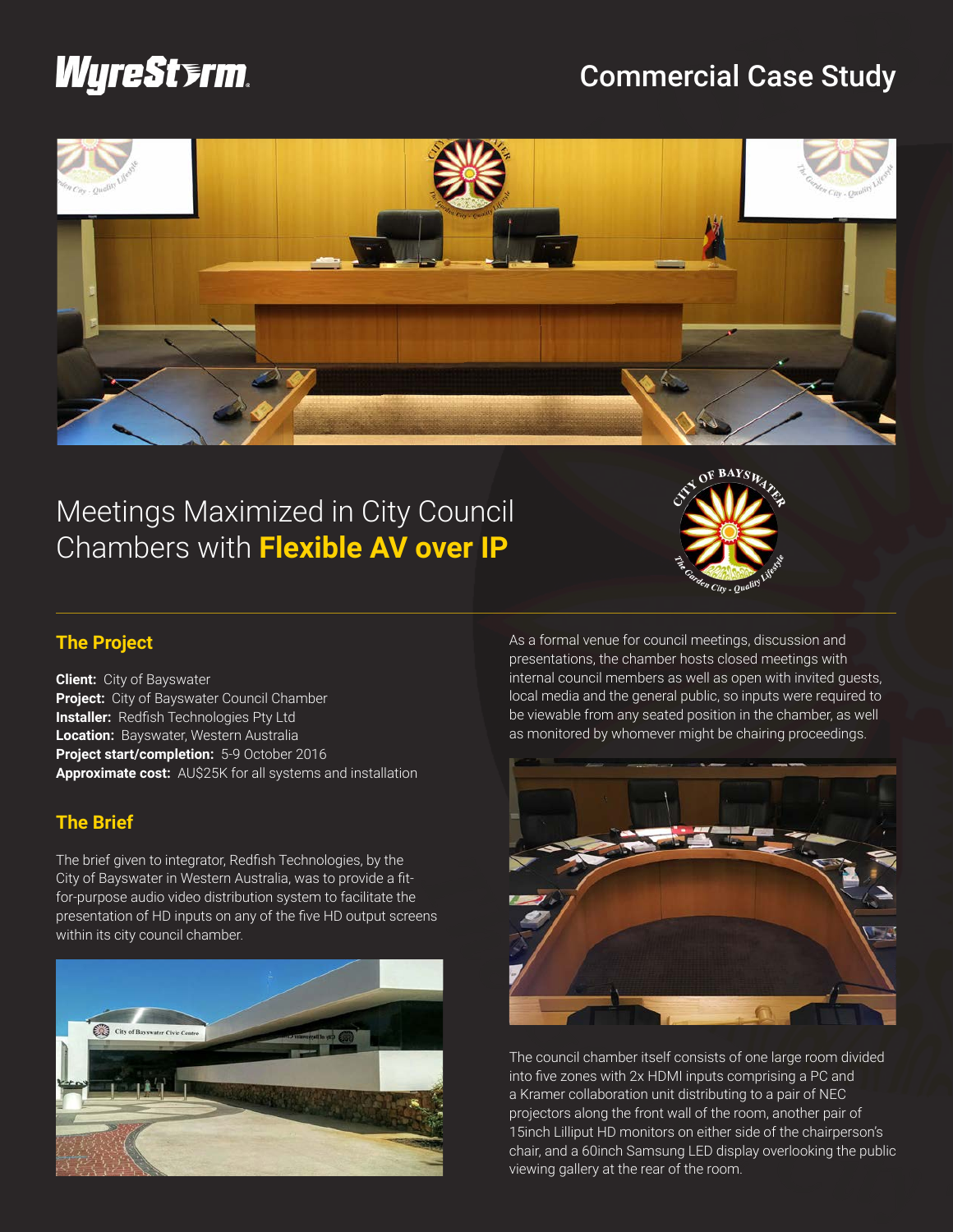# Commercial Case Study

# Meetings Maximized in City Council Chambers with **Flexible AV over IP**

## The Project

**Client:** City of Bayswater
**Project:** City of Bayswater Council Chamber
**Installer:** Redfish Technologies Pty Ltd
**Location:** Bayswater, Western Australia
**Project start/completion:** 5-9 October 2016
**Approximate cost:** AU$25K for all systems and installation

## The Brief

The brief given to integrator, Redfish Technologies, by the City of Bayswater in Western Australia, was to provide a fit-for-purpose audio video distribution system to facilitate the presentation of HD inputs on any of the five HD output screens within its city council chamber.

As a formal venue for council meetings, discussion and presentations, the chamber hosts closed meetings with internal council members as well as open with invited guests, local media and the general public, so inputs were required to be viewable from any seated position in the chamber, as well as monitored by whomever might be chairing proceedings.

The council chamber itself consists of one large room divided into five zones with 2x HDMI inputs comprising a PC and a Kramer collaboration unit distributing to a pair of NEC projectors along the front wall of the room, another pair of 15inch Lilliput HD monitors on either side of the chairperson's chair, and a 60inch Samsung LED display overlooking the public viewing gallery at the rear of the room.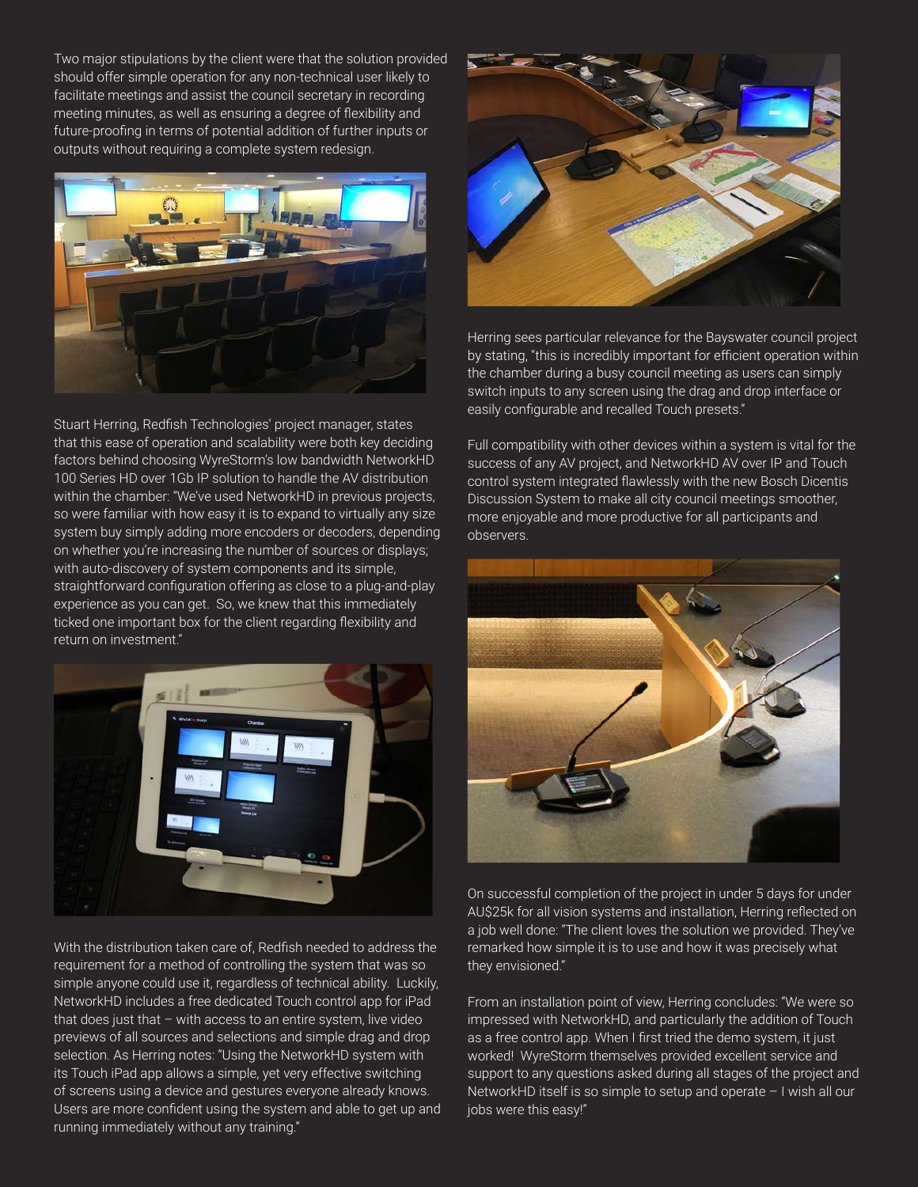Two major stipulations by the client were that the solution provided should offer simple operation for any non-technical user likely to facilitate meetings and assist the council secretary in recording meeting minutes, as well as ensuring a degree of flexibility and future-proofing in terms of potential addition of further inputs or outputs without requiring a complete system redesign.

Stuart Herring, Redfish Technologies' project manager, states that this ease of operation and scalability were both key deciding factors behind choosing WyreStorm's low bandwidth NetworkHD 100 Series HD over 1Gb IP solution to handle the AV distribution within the chamber: "We've used NetworkHD in previous projects, so were familiar with how easy it is to expand to virtually any size system buy simply adding more encoders or decoders, depending on whether you're increasing the number of sources or displays; with auto-discovery of system components and its simple, straightforward configuration offering as close to a plug-and-play experience as you can get. So, we knew that this immediately ticked one important box for the client regarding flexibility and return on investment."

With the distribution taken care of, Redfish needed to address the requirement for a method of controlling the system that was so simple anyone could use it, regardless of technical ability. Luckily, NetworkHD includes a free dedicated Touch control app for iPad that does just that – with access to an entire system, live video previews of all sources and selections and simple drag and drop selection. As Herring notes: "Using the NetworkHD system with its Touch iPad app allows a simple, yet very effective switching of screens using a device and gestures everyone already knows. Users are more confident using the system and able to get up and running immediately without any training."

Herring sees particular relevance for the Bayswater council project by stating, "this is incredibly important for efficient operation within the chamber during a busy council meeting as users can simply switch inputs to any screen using the drag and drop interface or easily configurable and recalled Touch presets."

Full compatibility with other devices within a system is vital for the success of any AV project, and NetworkHD AV over IP and Touch control system integrated flawlessly with the new Bosch Dicentis Discussion System to make all city council meetings smoother, more enjoyable and more productive for all participants and observers.

On successful completion of the project in under 5 days for under AU$25k for all vision systems and installation, Herring reflected on a job well done: "The client loves the solution we provided. They've remarked how simple it is to use and how it was precisely what they envisioned."

From an installation point of view, Herring concludes: "We were so impressed with NetworkHD, and particularly the addition of Touch as a free control app. When I first tried the demo system, it just worked! WyreStorm themselves provided excellent service and support to any questions asked during all stages of the project and NetworkHD itself is so simple to setup and operate – I wish all our jobs were this easy!"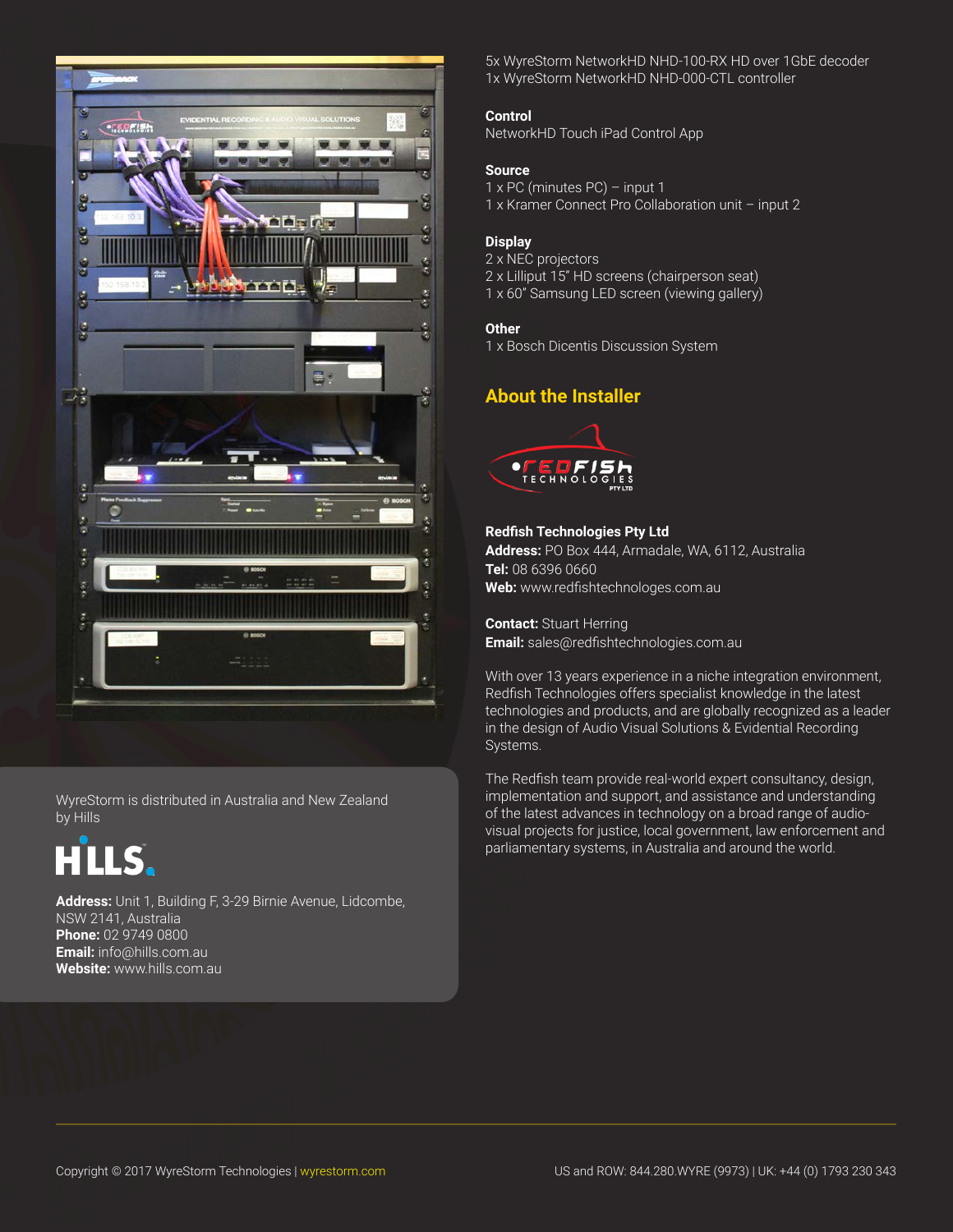WyreStorm is distributed in Australia and New Zealand by Hills

**Address:** Unit 1, Building F, 3-29 Birnie Avenue, Lidcombe, NSW 2141, Australia
**Phone:** 02 9749 0800
**Email:** info@hills.com.au
**Website:** www.hills.com.au

5x WyreStorm NetworkHD NHD-100-RX HD over 1GbE decoder
1x WyreStorm NetworkHD NHD-000-CTL controller

**Control**
NetworkHD Touch iPad Control App

**Source**
1 x PC (minutes PC) – input 1
1 x Kramer Connect Pro Collaboration unit – input 2

**Display**
2 x NEC projectors
2 x Lilliput 15" HD screens (chairperson seat)
1 x 60" Samsung LED screen (viewing gallery)

**Other**
1 x Bosch Dicentis Discussion System

## About the Installer

**Redfish Technologies Pty Ltd**
**Address:** PO Box 444, Armadale, WA, 6112, Australia
**Tel:** 08 6396 0660
**Web:** www.redfishtechnologes.com.au

**Contact:** Stuart Herring
**Email:** sales@redfishtechnologies.com.au

With over 13 years experience in a niche integration environment, Redfish Technologies offers specialist knowledge in the latest technologies and products, and are globally recognized as a leader in the design of Audio Visual Solutions & Evidential Recording Systems.

The Redfish team provide real-world expert consultancy, design, implementation and support, and assistance and understanding of the latest advances in technology on a broad range of audio-visual projects for justice, local government, law enforcement and parliamentary systems, in Australia and around the world.

Copyright © 2017 WyreStorm Technologies | wyrestorm.com

US and ROW: 844.280.WYRE (9973) | UK: +44 (0) 1793 230 343